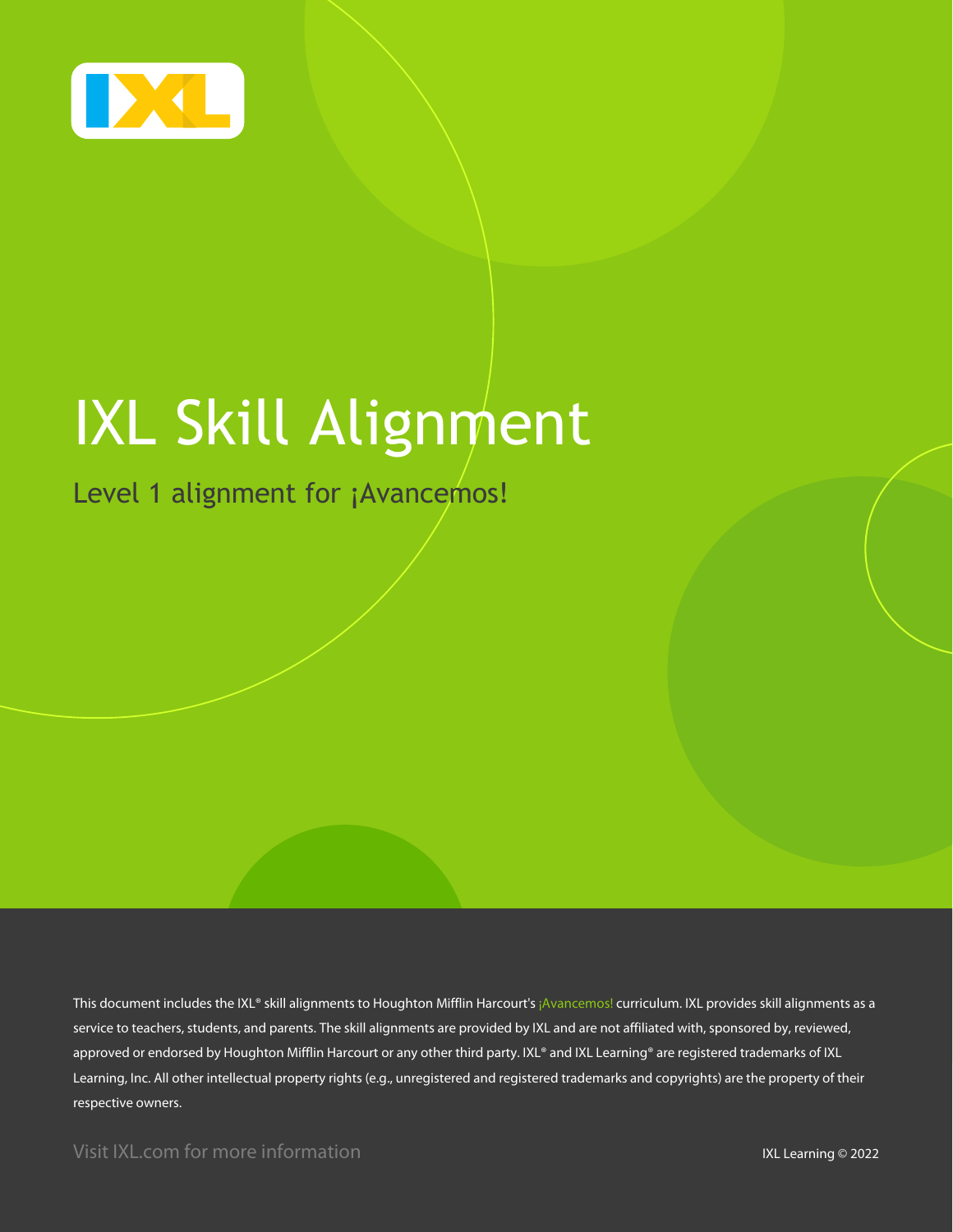# IXL Skill Alignment

## Level 1 alignment for ¡Avancemos!

This document includes the IXL® skill alignments to Houghton Mifflin Harcourt's ¡Avancemos! curriculum. IXL provides skill alignments as a service to teachers, students, and parents. The skill alignments are provided by IXL and are not affiliated with, sponsored by, reviewed, approved or endorsed by Houghton Mifflin Harcourt or any other third party. IXL® and IXL Learning® are registered trademarks of IXL Learning, Inc. All other intellectual property rights (e.g., unregistered and registered trademarks and copyrights) are the property of their respective owners.

Visit IXL.com for more information

IXL Learning © 2022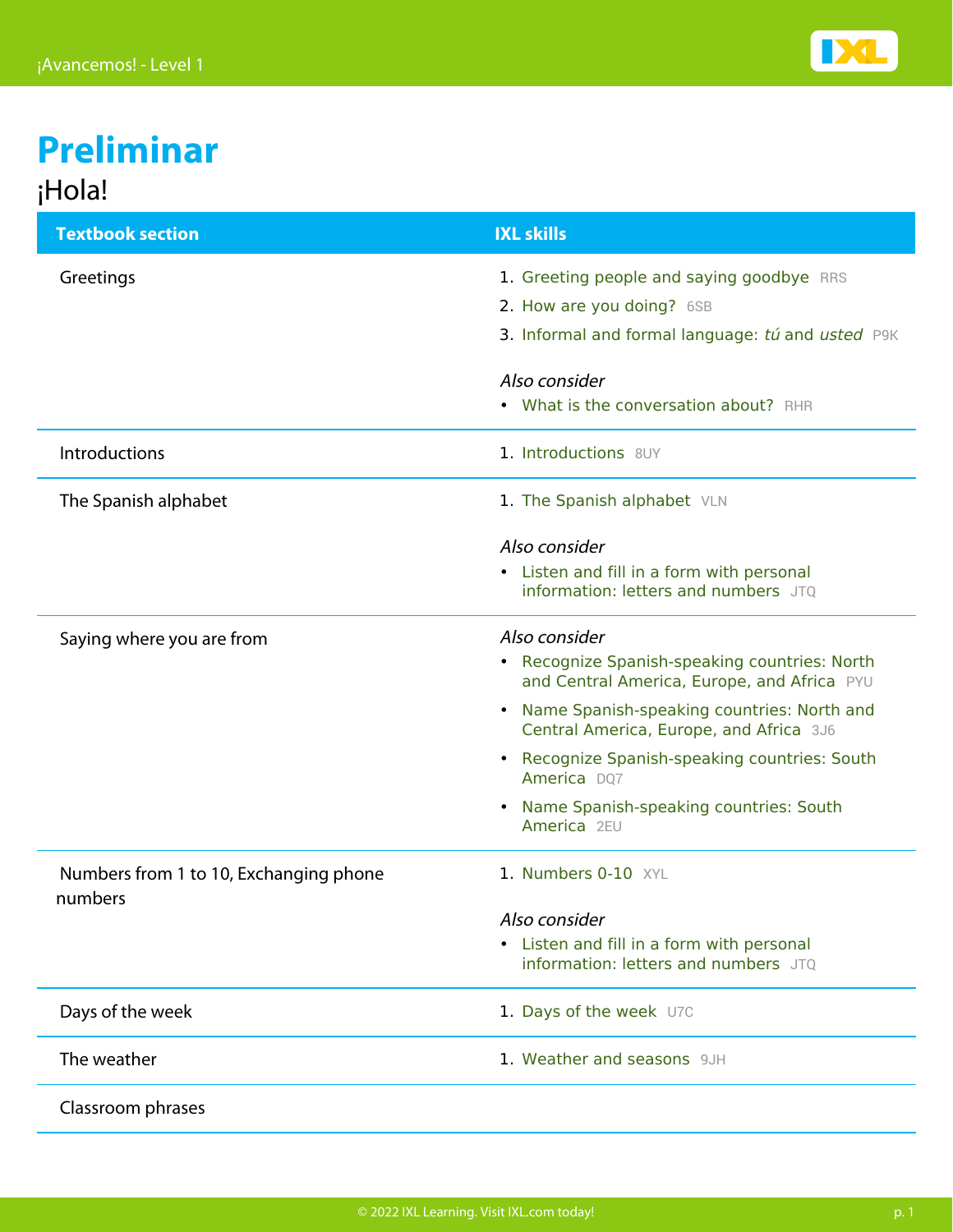# Preliminar

## ¡Hola!

| Textbook section | IXL skills |
| --- | --- |
| Greetings | 1. Greeting people and saying goodbye RRS<br>2. How are you doing? 6SB<br>3. Informal and formal language: *tú* and *usted* P9K<br><br>*Also consider*<br>• What is the conversation about? RHR |
| Introductions | 1. Introductions 8UY |
| The Spanish alphabet | 1. The Spanish alphabet VLN<br><br>*Also consider*<br>• Listen and fill in a form with personal information: letters and numbers JTQ |
| Saying where you are from | *Also consider*<br>• Recognize Spanish-speaking countries: North and Central America, Europe, and Africa PYU<br>• Name Spanish-speaking countries: North and Central America, Europe, and Africa 3J6<br>• Recognize Spanish-speaking countries: South America DQ7<br>• Name Spanish-speaking countries: South America 2EU |
| Numbers from 1 to 10, Exchanging phone numbers | 1. Numbers 0-10 XYL<br><br>*Also consider*<br>• Listen and fill in a form with personal information: letters and numbers JTQ |
| Days of the week | 1. Days of the week U7C |
| The weather | 1. Weather and seasons 9JH |
| Classroom phrases | |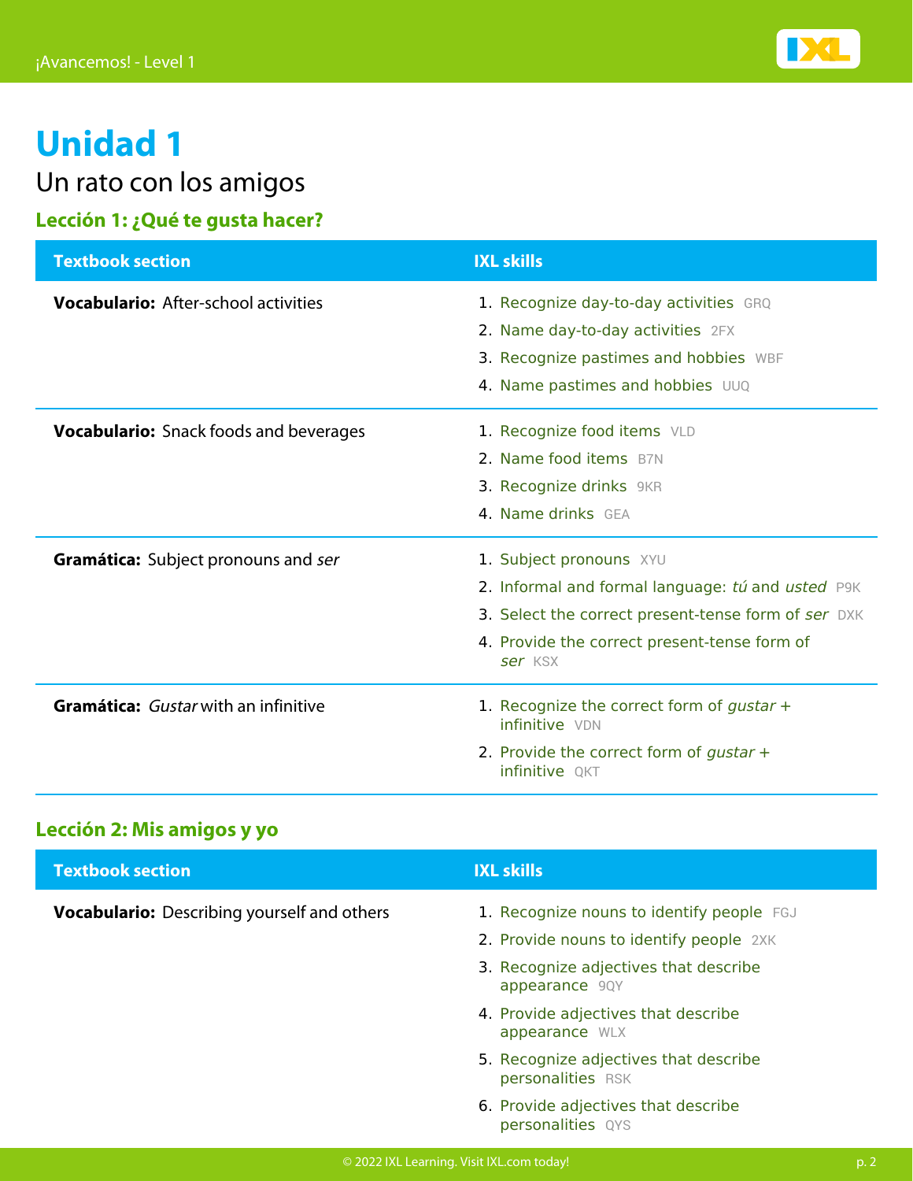# Unidad 1

## Un rato con los amigos

### Lección 1: ¿Qué te gusta hacer?

| Textbook section | IXL skills |
| --- | --- |
| **Vocabulario:** After-school activities | 1. Recognize day-to-day activities GRQ<br>2. Name day-to-day activities 2FX<br>3. Recognize pastimes and hobbies WBF<br>4. Name pastimes and hobbies UUQ |
| **Vocabulario:** Snack foods and beverages | 1. Recognize food items VLD<br>2. Name food items B7N<br>3. Recognize drinks 9KR<br>4. Name drinks GEA |
| **Gramática:** Subject pronouns and *ser* | 1. Subject pronouns XYU<br>2. Informal and formal language: *tú* and *usted* P9K<br>3. Select the correct present-tense form of *ser* DXK<br>4. Provide the correct present-tense form of *ser* KSX |
| **Gramática:** *Gustar* with an infinitive | 1. Recognize the correct form of *gustar* + infinitive VDN<br>2. Provide the correct form of *gustar* + infinitive QKT |

### Lección 2: Mis amigos y yo

| Textbook section | IXL skills |
| --- | --- |
| **Vocabulario:** Describing yourself and others | 1. Recognize nouns to identify people FGJ<br>2. Provide nouns to identify people 2XK<br>3. Recognize adjectives that describe appearance 9QY<br>4. Provide adjectives that describe appearance WLX<br>5. Recognize adjectives that describe personalities RSK<br>6. Provide adjectives that describe personalities QYS |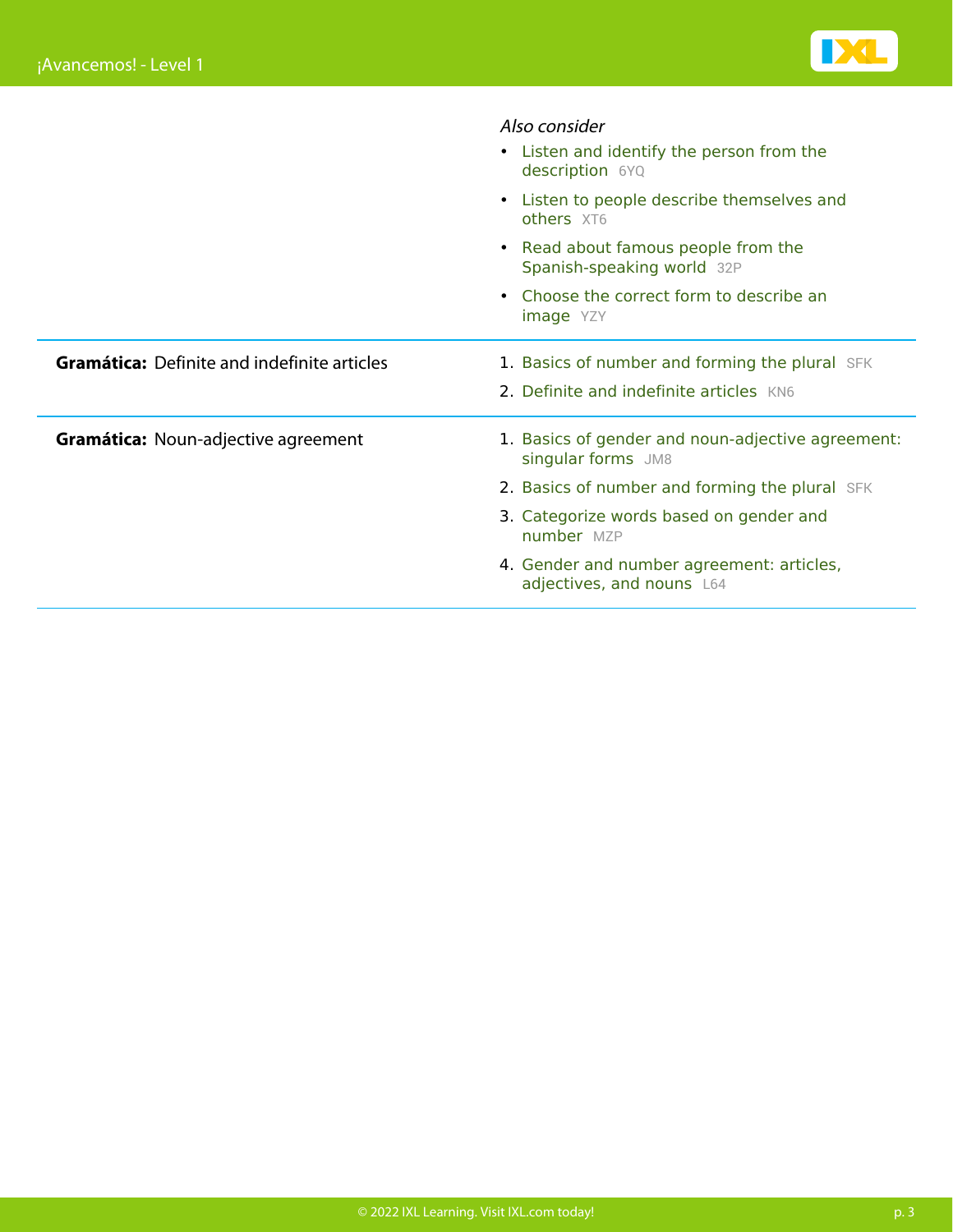| | |
|---|---|
| | *Also consider*<br>• Listen and identify the person from the description 6YQ<br>• Listen to people describe themselves and others XT6<br>• Read about famous people from the Spanish-speaking world 32P<br>• Choose the correct form to describe an image YZY |
| **Gramática:** Definite and indefinite articles | 1. Basics of number and forming the plural SFK<br>2. Definite and indefinite articles KN6 |
| **Gramática:** Noun-adjective agreement | 1. Basics of gender and noun-adjective agreement: singular forms JM8<br>2. Basics of number and forming the plural SFK<br>3. Categorize words based on gender and number MZP<br>4. Gender and number agreement: articles, adjectives, and nouns L64 |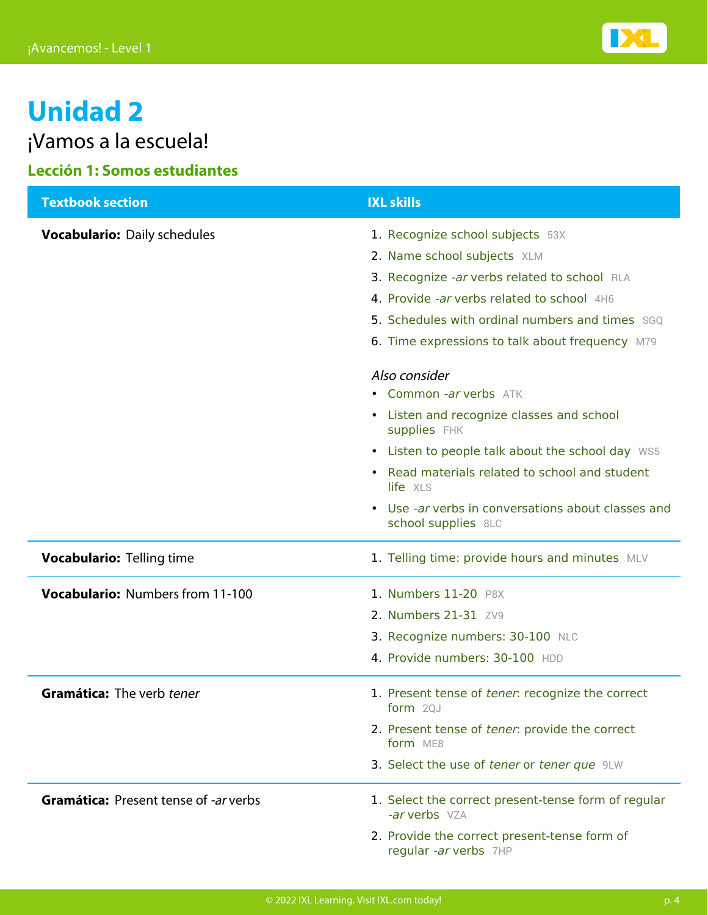# Unidad 2

## ¡Vamos a la escuela!

### Lección 1: Somos estudiantes

| Textbook section | IXL skills |
| --- | --- |
| **Vocabulario:** Daily schedules | 1. Recognize school subjects 53X<br>2. Name school subjects XLM<br>3. Recognize *-ar* verbs related to school RLA<br>4. Provide *-ar* verbs related to school 4H6<br>5. Schedules with ordinal numbers and times SGQ<br>6. Time expressions to talk about frequency M79<br><br>*Also consider*<br>• Common *-ar* verbs ATK<br>• Listen and recognize classes and school supplies FHK<br>• Listen to people talk about the school day WS5<br>• Read materials related to school and student life XLS<br>• Use *-ar* verbs in conversations about classes and school supplies 8LC |
| **Vocabulario:** Telling time | 1. Telling time: provide hours and minutes MLV |
| **Vocabulario:** Numbers from 11-100 | 1. Numbers 11-20 P8X<br>2. Numbers 21-31 ZV9<br>3. Recognize numbers: 30-100 NLC<br>4. Provide numbers: 30-100 HDD |
| **Gramática:** The verb *tener* | 1. Present tense of *tener*: recognize the correct form 2QJ<br>2. Present tense of *tener*: provide the correct form ME8<br>3. Select the use of *tener* or *tener que* 9LW |
| **Gramática:** Present tense of *-ar* verbs | 1. Select the correct present-tense form of regular *-ar* verbs VZA<br>2. Provide the correct present-tense form of regular *-ar* verbs 7HP |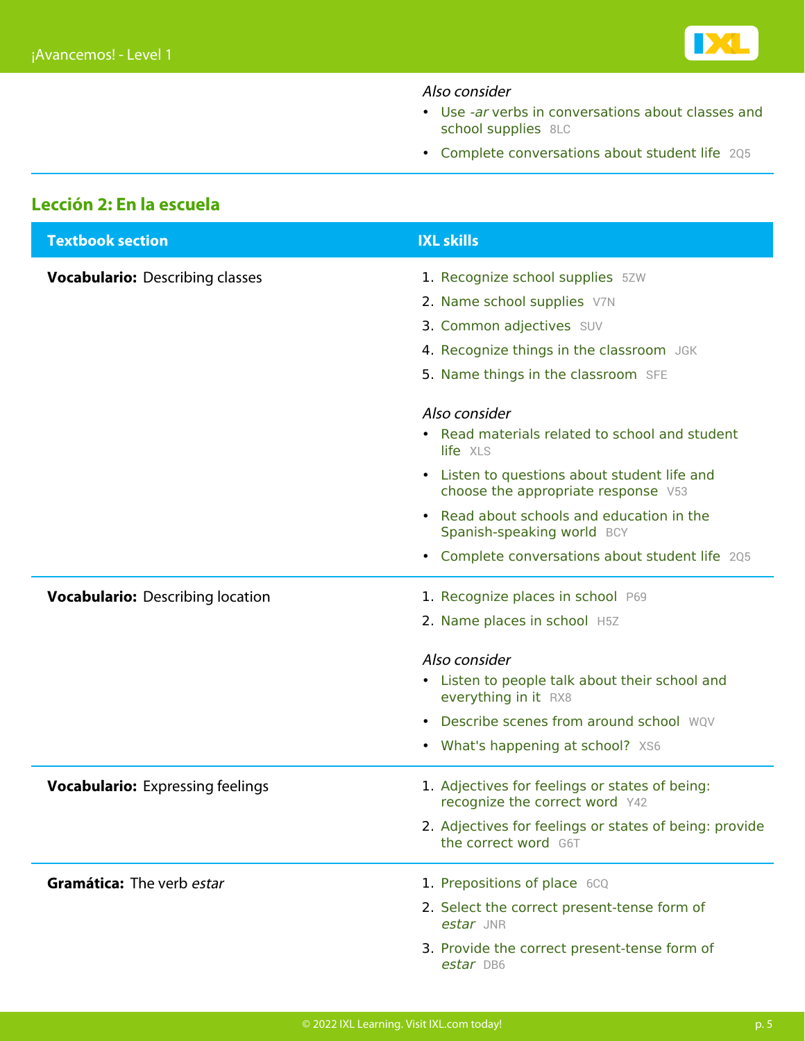*Also consider*

- Use *-ar* verbs in conversations about classes and school supplies 8LC
- Complete conversations about student life 2Q5

## Lección 2: En la escuela

| Textbook section | IXL skills |
|---|---|
| **Vocabulario:** Describing classes | 1. Recognize school supplies 5ZW<br>2. Name school supplies V7N<br>3. Common adjectives SUV<br>4. Recognize things in the classroom JGK<br>5. Name things in the classroom SFE<br><br>*Also consider*<br>• Read materials related to school and student life XLS<br>• Listen to questions about student life and choose the appropriate response V53<br>• Read about schools and education in the Spanish-speaking world BCY<br>• Complete conversations about student life 2Q5 |
| **Vocabulario:** Describing location | 1. Recognize places in school P69<br>2. Name places in school H5Z<br><br>*Also consider*<br>• Listen to people talk about their school and everything in it RX8<br>• Describe scenes from around school WQV<br>• What's happening at school? XS6 |
| **Vocabulario:** Expressing feelings | 1. Adjectives for feelings or states of being: recognize the correct word Y42<br>2. Adjectives for feelings or states of being: provide the correct word G6T |
| **Gramática:** The verb *estar* | 1. Prepositions of place 6CQ<br>2. Select the correct present-tense form of *estar* JNR<br>3. Provide the correct present-tense form of *estar* DB6 |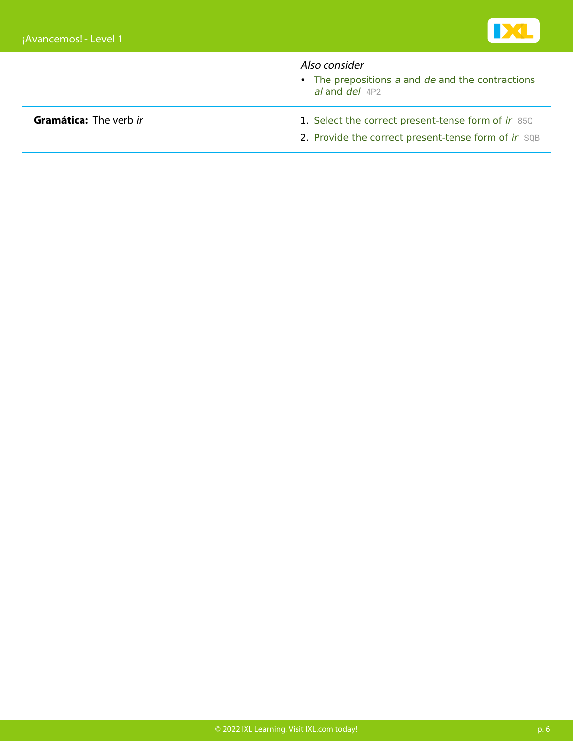*Also consider*

- The prepositions *a* and *de* and the contractions *al* and *del* 4P2

| | |
|---|---|
| **Gramática:** The verb *ir* | 1. Select the correct present-tense form of *ir* 85Q<br>2. Provide the correct present-tense form of *ir* SQB |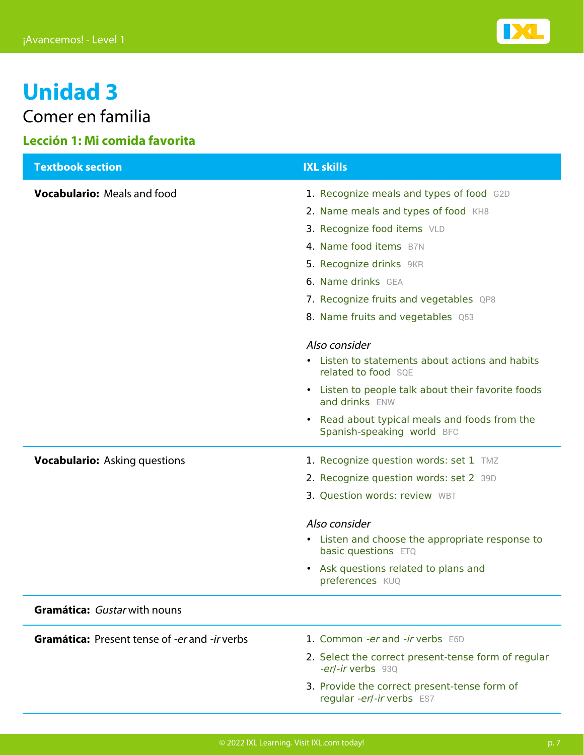# Unidad 3

Comer en familia

### Lección 1: Mi comida favorita

| Textbook section | IXL skills |
| --- | --- |
| **Vocabulario:** Meals and food | 1. Recognize meals and types of food G2D<br>2. Name meals and types of food KH8<br>3. Recognize food items VLD<br>4. Name food items B7N<br>5. Recognize drinks 9KR<br>6. Name drinks GEA<br>7. Recognize fruits and vegetables QP8<br>8. Name fruits and vegetables Q53<br><br>*Also consider*<br>• Listen to statements about actions and habits related to food SQE<br>• Listen to people talk about their favorite foods and drinks ENW<br>• Read about typical meals and foods from the Spanish-speaking world BFC |
| **Vocabulario:** Asking questions | 1. Recognize question words: set 1 TMZ<br>2. Recognize question words: set 2 39D<br>3. Question words: review WBT<br><br>*Also consider*<br>• Listen and choose the appropriate response to basic questions ETQ<br>• Ask questions related to plans and preferences KUQ |
| **Gramática:** *Gustar* with nouns | |
| **Gramática:** Present tense of *-er* and *-ir* verbs | 1. Common *-er* and *-ir* verbs E6D<br>2. Select the correct present-tense form of regular *-er*/*-ir* verbs 93Q<br>3. Provide the correct present-tense form of regular *-er*/*-ir* verbs ES7 |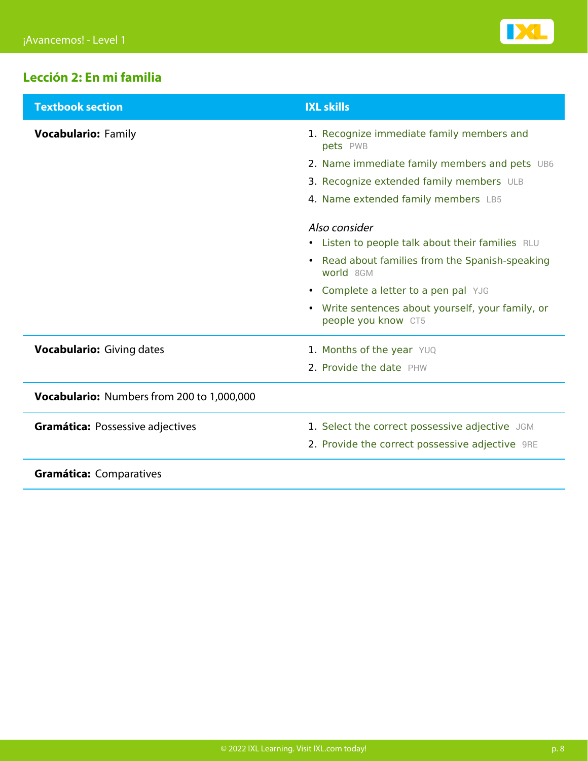## Lección 2: En mi familia

| Textbook section | IXL skills |
| --- | --- |
| **Vocabulario:** Family | 1. Recognize immediate family members and pets PWB<br>2. Name immediate family members and pets UB6<br>3. Recognize extended family members ULB<br>4. Name extended family members LB5<br><br>*Also consider*<br>• Listen to people talk about their families RLU<br>• Read about families from the Spanish-speaking world 8GM<br>• Complete a letter to a pen pal YJG<br>• Write sentences about yourself, your family, or people you know CT5 |
| **Vocabulario:** Giving dates | 1. Months of the year YUQ<br>2. Provide the date PHW |
| **Vocabulario:** Numbers from 200 to 1,000,000 | |
| **Gramática:** Possessive adjectives | 1. Select the correct possessive adjective JGM<br>2. Provide the correct possessive adjective 9RE |
| **Gramática:** Comparatives | |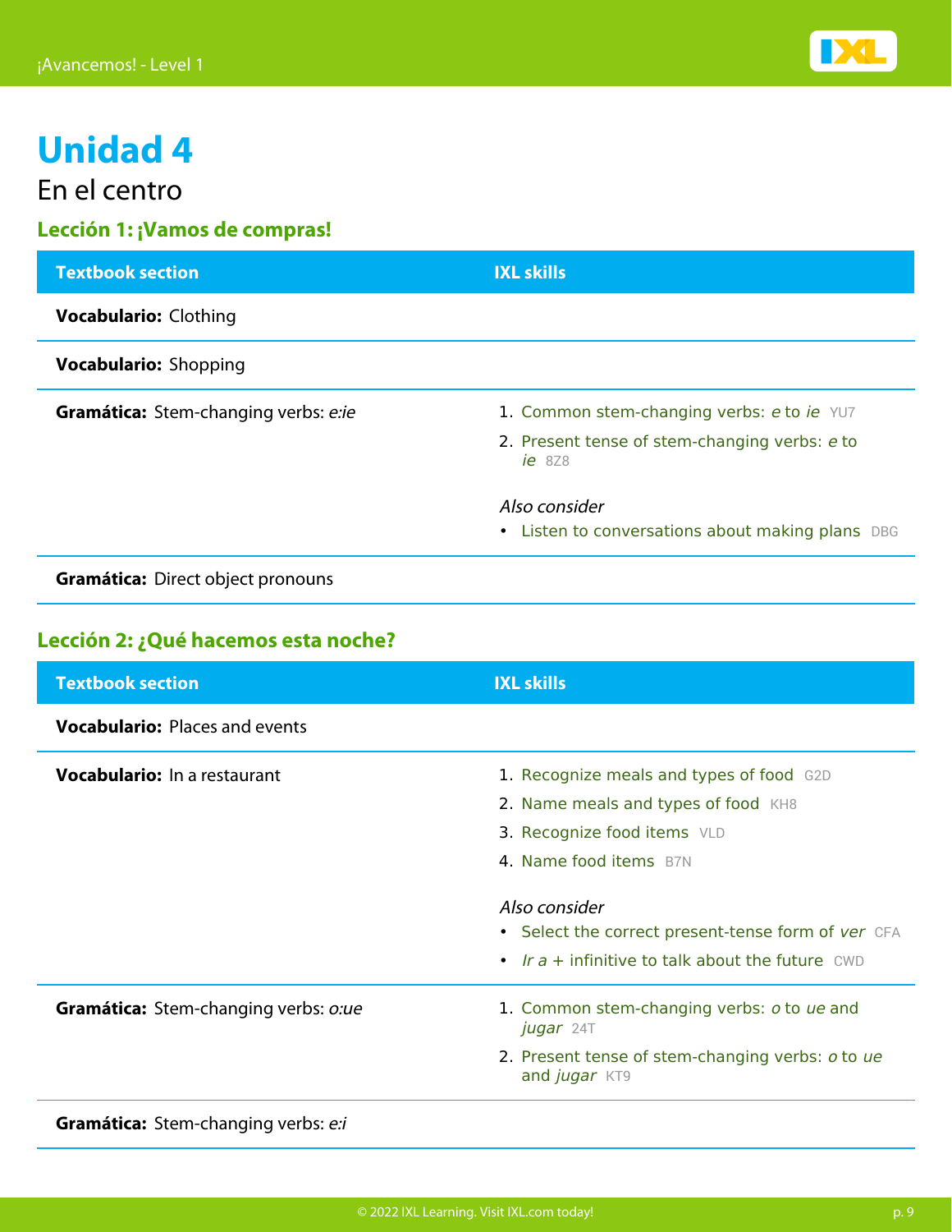# Unidad 4

## En el centro

### Lección 1: ¡Vamos de compras!

| Textbook section | IXL skills |
|---|---|
| **Vocabulario:** Clothing | |
| **Vocabulario:** Shopping | |
| **Gramática:** Stem-changing verbs: *e:ie* | 1. Common stem-changing verbs: *e* to *ie* YU7<br>2. Present tense of stem-changing verbs: *e* to *ie* 8Z8<br><br>*Also consider*<br>• Listen to conversations about making plans DBG |
| **Gramática:** Direct object pronouns | |

### Lección 2: ¿Qué hacemos esta noche?

| Textbook section | IXL skills |
|---|---|
| **Vocabulario:** Places and events | |
| **Vocabulario:** In a restaurant | 1. Recognize meals and types of food G2D<br>2. Name meals and types of food KH8<br>3. Recognize food items VLD<br>4. Name food items B7N<br><br>*Also consider*<br>• Select the correct present-tense form of *ver* CFA<br>• *Ir a* + infinitive to talk about the future CWD |
| **Gramática:** Stem-changing verbs: *o:ue* | 1. Common stem-changing verbs: *o* to *ue* and *jugar* 24T<br>2. Present tense of stem-changing verbs: *o* to *ue* and *jugar* KT9 |
| **Gramática:** Stem-changing verbs: *e:i* | |